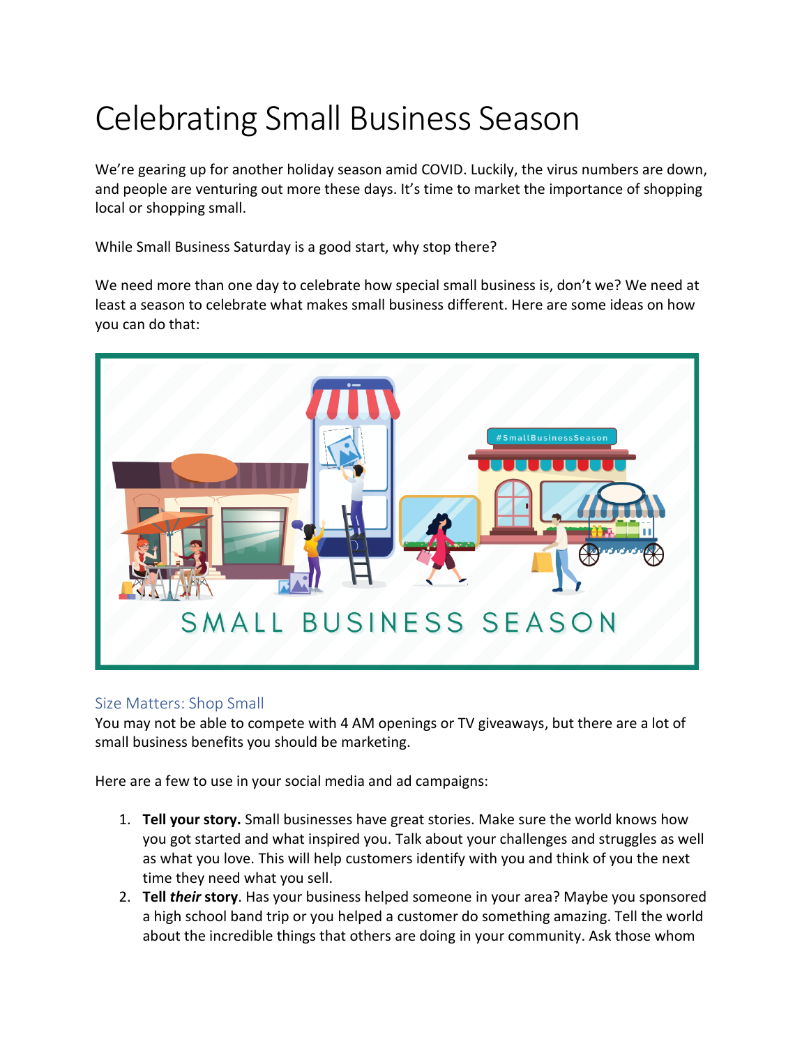# Celebrating Small Business Season

We're gearing up for another holiday season amid COVID. Luckily, the virus numbers are down, and people are venturing out more these days. It's time to market the importance of shopping local or shopping small.

While Small Business Saturday is a good start, why stop there?

We need more than one day to celebrate how special small business is, don't we? We need at least a season to celebrate what makes small business different. Here are some ideas on how you can do that:

## Size Matters: Shop Small

You may not be able to compete with 4 AM openings or TV giveaways, but there are a lot of small business benefits you should be marketing.

Here are a few to use in your social media and ad campaigns:

1. **Tell your story.** Small businesses have great stories. Make sure the world knows how you got started and what inspired you. Talk about your challenges and struggles as well as what you love. This will help customers identify with you and think of you the next time they need what you sell.
2. **Tell *their* story**. Has your business helped someone in your area? Maybe you sponsored a high school band trip or you helped a customer do something amazing. Tell the world about the incredible things that others are doing in your community. Ask those whom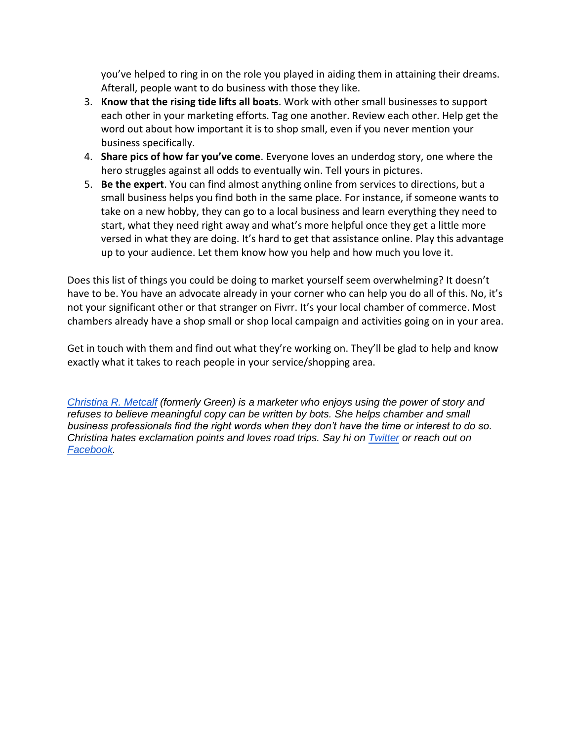you've helped to ring in on the role you played in aiding them in attaining their dreams. Afterall, people want to do business with those they like.

3. **Know that the rising tide lifts all boats**. Work with other small businesses to support each other in your marketing efforts. Tag one another. Review each other. Help get the word out about how important it is to shop small, even if you never mention your business specifically.
4. **Share pics of how far you've come**. Everyone loves an underdog story, one where the hero struggles against all odds to eventually win. Tell yours in pictures.
5. **Be the expert**. You can find almost anything online from services to directions, but a small business helps you find both in the same place. For instance, if someone wants to take on a new hobby, they can go to a local business and learn everything they need to start, what they need right away and what's more helpful once they get a little more versed in what they are doing. It's hard to get that assistance online. Play this advantage up to your audience. Let them know how you help and how much you love it.

Does this list of things you could be doing to market yourself seem overwhelming? It doesn't have to be. You have an advocate already in your corner who can help you do all of this. No, it's not your significant other or that stranger on Fivrr. It's your local chamber of commerce. Most chambers already have a shop small or shop local campaign and activities going on in your area.

Get in touch with them and find out what they're working on. They'll be glad to help and know exactly what it takes to reach people in your service/shopping area.

*Christina R. Metcalf (formerly Green) is a marketer who enjoys using the power of story and refuses to believe meaningful copy can be written by bots. She helps chamber and small business professionals find the right words when they don't have the time or interest to do so. Christina hates exclamation points and loves road trips. Say hi on Twitter or reach out on Facebook.*